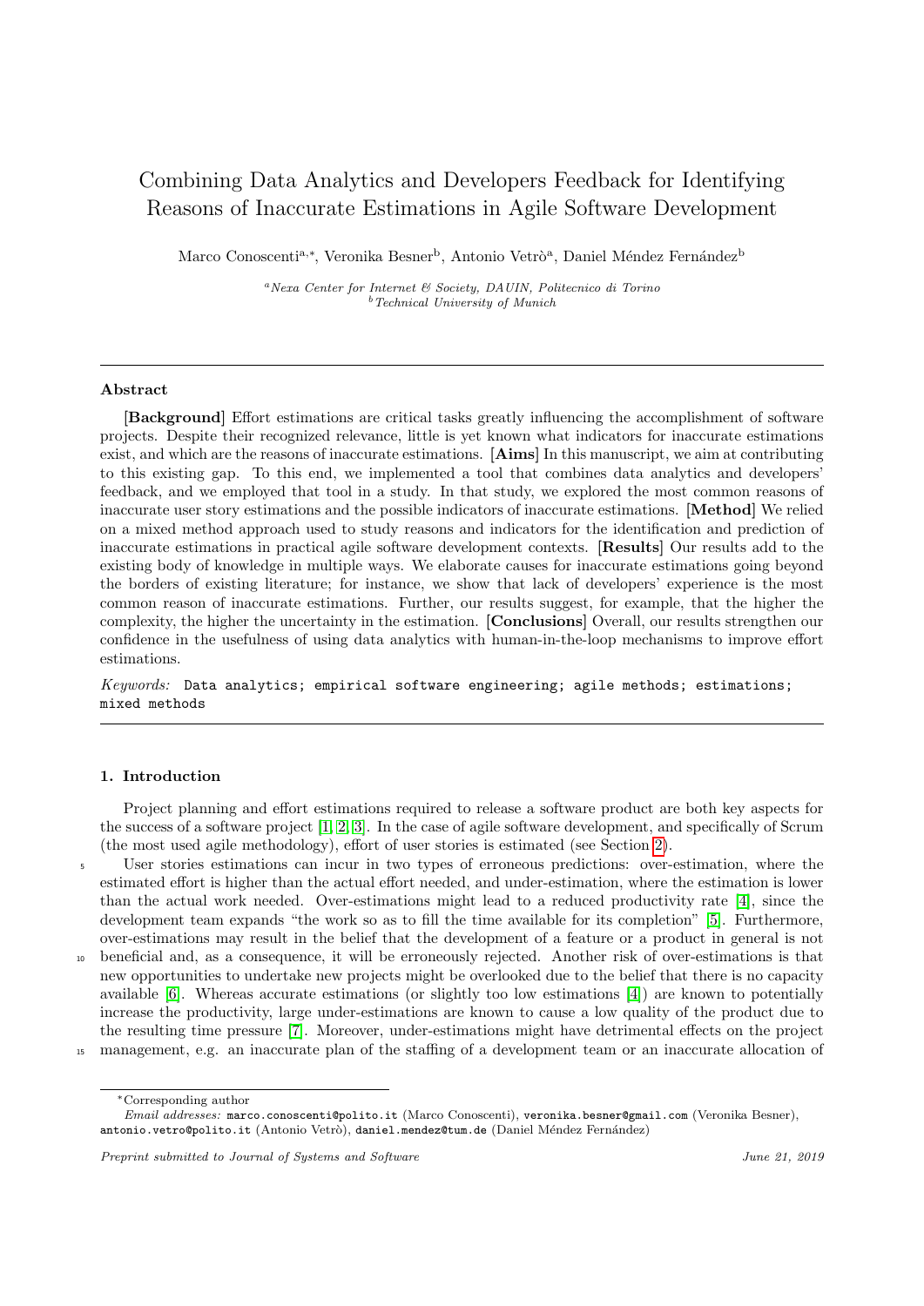# Combining Data Analytics and Developers Feedback for Identifying Reasons of Inaccurate Estimations in Agile Software Development

Marco Conoscenti[a,*], Veronika Besner[b], Antonio Vetrò[a], Daniel Méndez Fernández[b]

[a] *Nexa Center for Internet & Society, DAUIN, Politecnico di Torino*
[b] *Technical University of Munich*

---

## Abstract

**[Background]** Effort estimations are critical tasks greatly influencing the accomplishment of software projects. Despite their recognized relevance, little is yet known what indicators for inaccurate estimations exist, and which are the reasons of inaccurate estimations. **[Aims]** In this manuscript, we aim at contributing to this existing gap. To this end, we implemented a tool that combines data analytics and developers' feedback, and we employed that tool in a study. In that study, we explored the most common reasons of inaccurate user story estimations and the possible indicators of inaccurate estimations. **[Method]** We relied on a mixed method approach used to study reasons and indicators for the identification and prediction of inaccurate estimations in practical agile software development contexts. **[Results]** Our results add to the existing body of knowledge in multiple ways. We elaborate causes for inaccurate estimations going beyond the borders of existing literature; for instance, we show that lack of developers' experience is the most common reason of inaccurate estimations. Further, our results suggest, for example, that the higher the complexity, the higher the uncertainty in the estimation. **[Conclusions]** Overall, our results strengthen our confidence in the usefulness of using data analytics with human-in-the-loop mechanisms to improve effort estimations.

*Keywords:* Data analytics; empirical software engineering; agile methods; estimations; mixed methods

---

## 1. Introduction

Project planning and effort estimations required to release a software product are both key aspects for the success of a software project [1, 2, 3]. In the case of agile software development, and specifically of Scrum (the most used agile methodology), effort of user stories is estimated (see Section 2).

User stories estimations can incur in two types of erroneous predictions: over-estimation, where the estimated effort is higher than the actual effort needed, and under-estimation, where the estimation is lower than the actual work needed. Over-estimations might lead to a reduced productivity rate [4], since the development team expands "the work so as to fill the time available for its completion" [5]. Furthermore, over-estimations may result in the belief that the development of a feature or a product in general is not beneficial and, as a consequence, it will be erroneously rejected. Another risk of over-estimations is that new opportunities to undertake new projects might be overlooked due to the belief that there is no capacity available [6]. Whereas accurate estimations (or slightly too low estimations [4]) are known to potentially increase the productivity, large under-estimations are known to cause a low quality of the product due to the resulting time pressure [7]. Moreover, under-estimations might have detrimental effects on the project management, e.g. an inaccurate plan of the staffing of a development team or an inaccurate allocation of

---

*Corresponding author

*Email addresses:* marco.conoscenti@polito.it (Marco Conoscenti), veronika.besner@gmail.com (Veronika Besner), antonio.vetro@polito.it (Antonio Vetrò), daniel.mendez@tum.de (Daniel Méndez Fernández)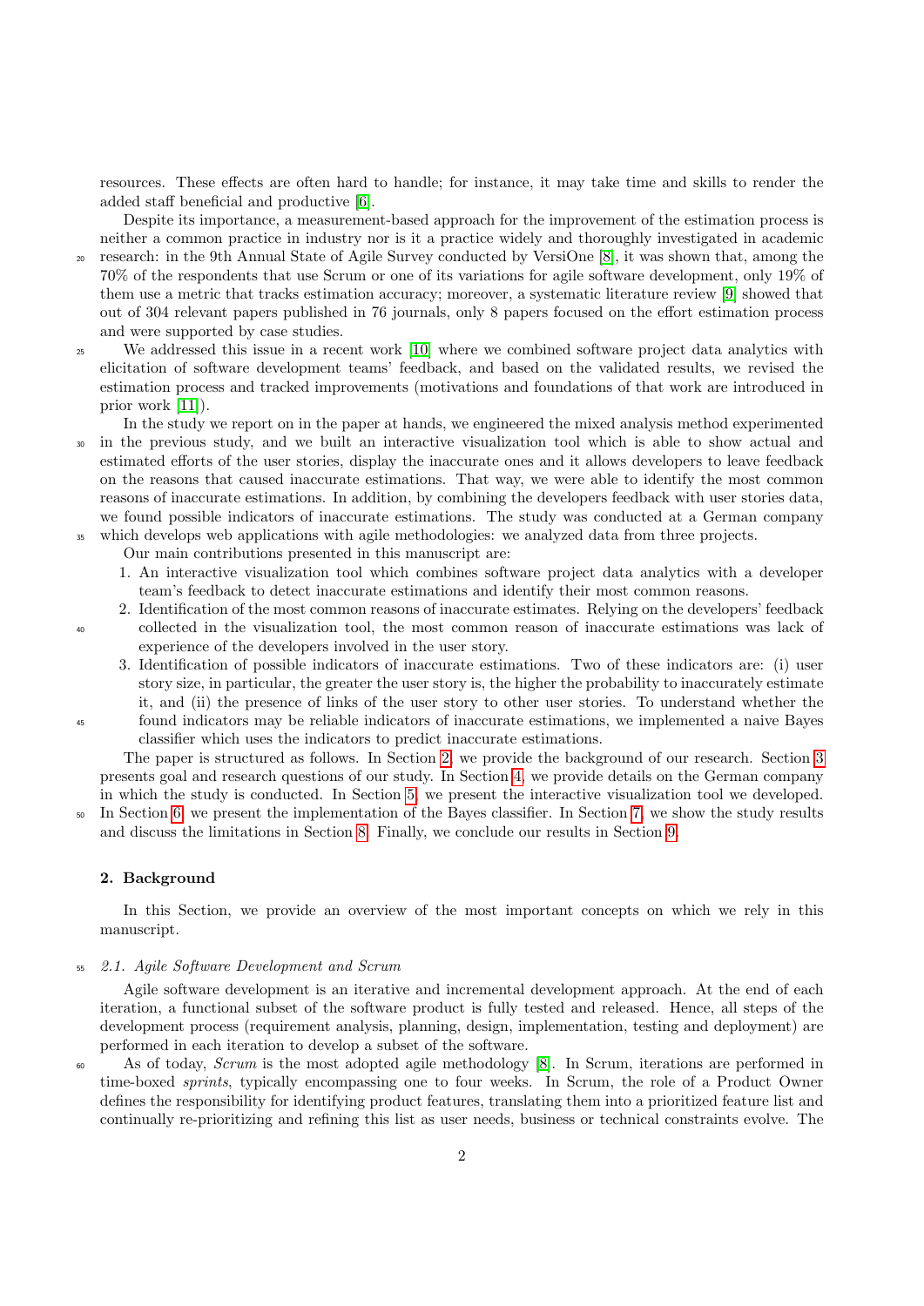resources. These effects are often hard to handle; for instance, it may take time and skills to render the added staff beneficial and productive [6].

Despite its importance, a measurement-based approach for the improvement of the estimation process is neither a common practice in industry nor is it a practice widely and thoroughly investigated in academic research: in the 9th Annual State of Agile Survey conducted by VersiOne [8], it was shown that, among the 70% of the respondents that use Scrum or one of its variations for agile software development, only 19% of them use a metric that tracks estimation accuracy; moreover, a systematic literature review [9] showed that out of 304 relevant papers published in 76 journals, only 8 papers focused on the effort estimation process and were supported by case studies.

We addressed this issue in a recent work [10] where we combined software project data analytics with elicitation of software development teams' feedback, and based on the validated results, we revised the estimation process and tracked improvements (motivations and foundations of that work are introduced in prior work [11]).

In the study we report on in the paper at hands, we engineered the mixed analysis method experimented in the previous study, and we built an interactive visualization tool which is able to show actual and estimated efforts of the user stories, display the inaccurate ones and it allows developers to leave feedback on the reasons that caused inaccurate estimations. That way, we were able to identify the most common reasons of inaccurate estimations. In addition, by combining the developers feedback with user stories data, we found possible indicators of inaccurate estimations. The study was conducted at a German company which develops web applications with agile methodologies: we analyzed data from three projects.

Our main contributions presented in this manuscript are:

1. An interactive visualization tool which combines software project data analytics with a developer team's feedback to detect inaccurate estimations and identify their most common reasons.
2. Identification of the most common reasons of inaccurate estimates. Relying on the developers' feedback collected in the visualization tool, the most common reason of inaccurate estimations was lack of experience of the developers involved in the user story.
3. Identification of possible indicators of inaccurate estimations. Two of these indicators are: (i) user story size, in particular, the greater the user story is, the higher the probability to inaccurately estimate it, and (ii) the presence of links of the user story to other user stories. To understand whether the found indicators may be reliable indicators of inaccurate estimations, we implemented a naive Bayes classifier which uses the indicators to predict inaccurate estimations.

The paper is structured as follows. In Section 2, we provide the background of our research. Section 3 presents goal and research questions of our study. In Section 4, we provide details on the German company in which the study is conducted. In Section 5, we present the interactive visualization tool we developed. In Section 6, we present the implementation of the Bayes classifier. In Section 7, we show the study results and discuss the limitations in Section 8. Finally, we conclude our results in Section 9.

## 2. Background

In this Section, we provide an overview of the most important concepts on which we rely in this manuscript.

### 2.1. Agile Software Development and Scrum

Agile software development is an iterative and incremental development approach. At the end of each iteration, a functional subset of the software product is fully tested and released. Hence, all steps of the development process (requirement analysis, planning, design, implementation, testing and deployment) are performed in each iteration to develop a subset of the software.

As of today, *Scrum* is the most adopted agile methodology [8]. In Scrum, iterations are performed in time-boxed *sprints*, typically encompassing one to four weeks. In Scrum, the role of a Product Owner defines the responsibility for identifying product features, translating them into a prioritized feature list and continually re-prioritizing and refining this list as user needs, business or technical constraints evolve. The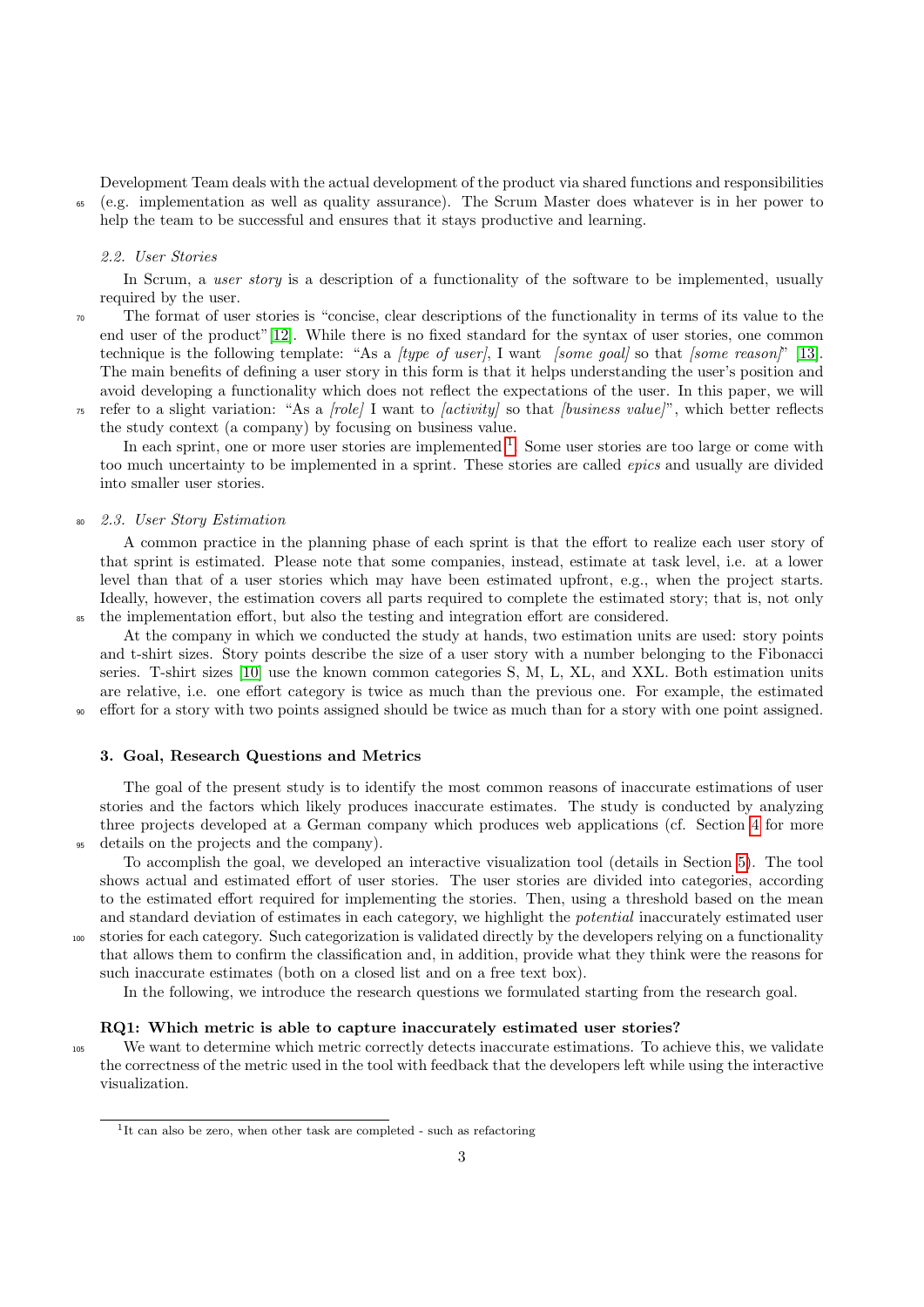Development Team deals with the actual development of the product via shared functions and responsibilities (e.g. implementation as well as quality assurance). The Scrum Master does whatever is in her power to help the team to be successful and ensures that it stays productive and learning.

### *2.2. User Stories*

In Scrum, a *user story* is a description of a functionality of the software to be implemented, usually required by the user.

The format of user stories is "concise, clear descriptions of the functionality in terms of its value to the end user of the product" [12]. While there is no fixed standard for the syntax of user stories, one common technique is the following template: "As a *[type of user]*, I want *[some goal]* so that *[some reason]*" [13]. The main benefits of defining a user story in this form is that it helps understanding the user's position and avoid developing a functionality which does not reflect the expectations of the user. In this paper, we will refer to a slight variation: "As a *[role]* I want to *[activity]* so that *[business value]*", which better reflects the study context (a company) by focusing on business value.

In each sprint, one or more user stories are implemented [1]. Some user stories are too large or come with too much uncertainty to be implemented in a sprint. These stories are called *epics* and usually are divided into smaller user stories.

### *2.3. User Story Estimation*

A common practice in the planning phase of each sprint is that the effort to realize each user story of that sprint is estimated. Please note that some companies, instead, estimate at task level, i.e. at a lower level than that of a user stories which may have been estimated upfront, e.g., when the project starts. Ideally, however, the estimation covers all parts required to complete the estimated story; that is, not only the implementation effort, but also the testing and integration effort are considered.

At the company in which we conducted the study at hands, two estimation units are used: story points and t-shirt sizes. Story points describe the size of a user story with a number belonging to the Fibonacci series. T-shirt sizes [10] use the known common categories S, M, L, XL, and XXL. Both estimation units are relative, i.e. one effort category is twice as much than the previous one. For example, the estimated effort for a story with two points assigned should be twice as much than for a story with one point assigned.

## 3. Goal, Research Questions and Metrics

The goal of the present study is to identify the most common reasons of inaccurate estimations of user stories and the factors which likely produces inaccurate estimates. The study is conducted by analyzing three projects developed at a German company which produces web applications (cf. Section 4 for more details on the projects and the company).

To accomplish the goal, we developed an interactive visualization tool (details in Section 5). The tool shows actual and estimated effort of user stories. The user stories are divided into categories, according to the estimated effort required for implementing the stories. Then, using a threshold based on the mean and standard deviation of estimates in each category, we highlight the *potential* inaccurately estimated user stories for each category. Such categorization is validated directly by the developers relying on a functionality that allows them to confirm the classification and, in addition, provide what they think were the reasons for such inaccurate estimates (both on a closed list and on a free text box).

In the following, we introduce the research questions we formulated starting from the research goal.

**RQ1: Which metric is able to capture inaccurately estimated user stories?**

We want to determine which metric correctly detects inaccurate estimations. To achieve this, we validate the correctness of the metric used in the tool with feedback that the developers left while using the interactive visualization.

[1] It can also be zero, when other task are completed - such as refactoring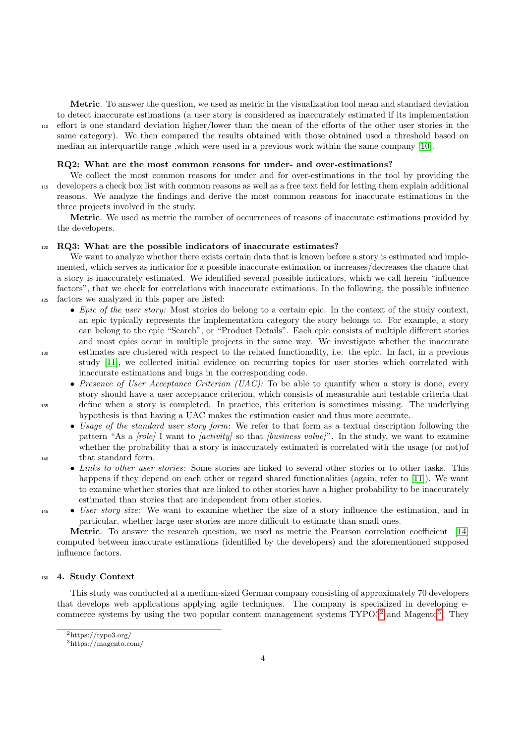**Metric**. To answer the question, we used as metric in the visualization tool mean and standard deviation to detect inaccurate estimations (a user story is considered as inaccurately estimated if its implementation effort is one standard deviation higher/lower than the mean of the efforts of the other user stories in the same category). We then compared the results obtained with those obtained used a threshold based on median an interquartile range ,which were used in a previous work within the same company [10].

**RQ2: What are the most common reasons for under- and over-estimations?**

We collect the most common reasons for under and for over-estimations in the tool by providing the developers a check box list with common reasons as well as a free text field for letting them explain additional reasons. We analyze the findings and derive the most common reasons for inaccurate estimations in the three projects involved in the study.

**Metric**. We used as metric the number of occurrences of reasons of inaccurate estimations provided by the developers.

**RQ3: What are the possible indicators of inaccurate estimates?**

We want to analyze whether there exists certain data that is known before a story is estimated and implemented, which serves as indicator for a possible inaccurate estimation or increases/decreases the chance that a story is inaccurately estimated. We identified several possible indicators, which we call herein "influence factors", that we check for correlations with inaccurate estimations. In the following, the possible influence factors we analyzed in this paper are listed:

- *Epic of the user story:* Most stories do belong to a certain epic. In the context of the study context, an epic typically represents the implementation category the story belongs to. For example, a story can belong to the epic "Search", or "Product Details". Each epic consists of multiple different stories and most epics occur in multiple projects in the same way. We investigate whether the inaccurate estimates are clustered with respect to the related functionality, i.e. the epic. In fact, in a previous study [11], we collected initial evidence on recurring topics for user stories which correlated with inaccurate estimations and bugs in the corresponding code.
- *Presence of User Acceptance Criterion (UAC):* To be able to quantify when a story is done, every story should have a user acceptance criterion, which consists of measurable and testable criteria that define when a story is completed. In practice, this criterion is sometimes missing. The underlying hypothesis is that having a UAC makes the estimation easier and thus more accurate.
- *Usage of the standard user story form*: We refer to that form as a textual description following the pattern "As a *[role]* I want to *[activity]* so that *[business value]*". In the study, we want to examine whether the probability that a story is inaccurately estimated is correlated with the usage (or not)of that standard form.
- *Links to other user stories:* Some stories are linked to several other stories or to other tasks. This happens if they depend on each other or regard shared functionalities (again, refer to [11]). We want to examine whether stories that are linked to other stories have a higher probability to be inaccurately estimated than stories that are independent from other stories.
- *User story size:* We want to examine whether the size of a story influence the estimation, and in particular, whether large user stories are more difficult to estimate than small ones.

**Metric**. To answer the research question, we used as metric the Pearson correlation coefficient [14] computed between inaccurate estimations (identified by the developers) and the aforementioned supposed influence factors.

## 4. Study Context

This study was conducted at a medium-sized German company consisting of approximately 70 developers that develops web applications applying agile techniques. The company is specialized in developing e-commerce systems by using the two popular content management systems TYPO3[2] and Magento[3]. They

[2] https://typo3.org/

[3] https://magento.com/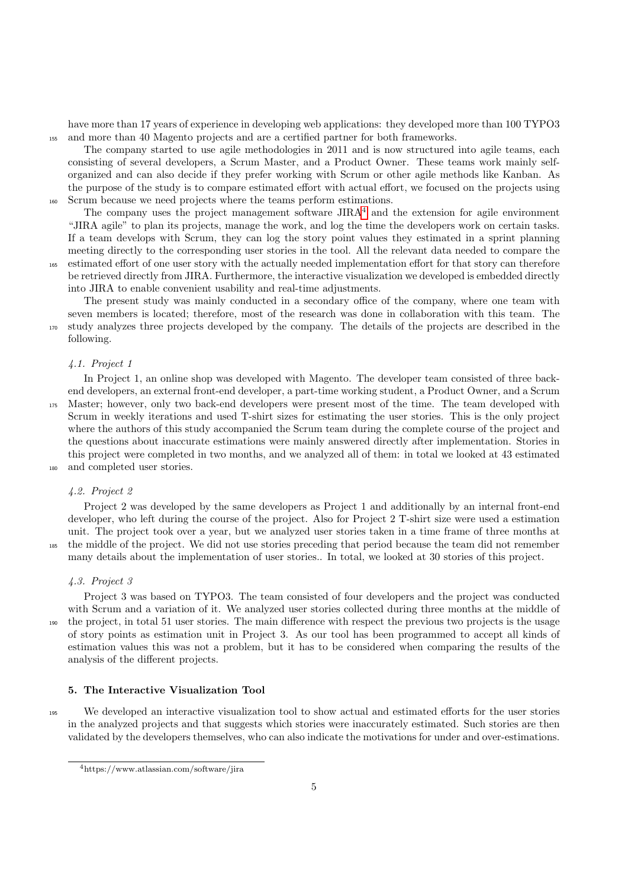have more than 17 years of experience in developing web applications: they developed more than 100 TYPO3 and more than 40 Magento projects and are a certified partner for both frameworks.

The company started to use agile methodologies in 2011 and is now structured into agile teams, each consisting of several developers, a Scrum Master, and a Product Owner. These teams work mainly self-organized and can also decide if they prefer working with Scrum or other agile methods like Kanban. As the purpose of the study is to compare estimated effort with actual effort, we focused on the projects using Scrum because we need projects where the teams perform estimations.

The company uses the project management software JIRA[4] and the extension for agile environment "JIRA agile" to plan its projects, manage the work, and log the time the developers work on certain tasks. If a team develops with Scrum, they can log the story point values they estimated in a sprint planning meeting directly to the corresponding user stories in the tool. All the relevant data needed to compare the estimated effort of one user story with the actually needed implementation effort for that story can therefore be retrieved directly from JIRA. Furthermore, the interactive visualization we developed is embedded directly into JIRA to enable convenient usability and real-time adjustments.

The present study was mainly conducted in a secondary office of the company, where one team with seven members is located; therefore, most of the research was done in collaboration with this team. The study analyzes three projects developed by the company. The details of the projects are described in the following.

### *4.1. Project 1*

In Project 1, an online shop was developed with Magento. The developer team consisted of three back-end developers, an external front-end developer, a part-time working student, a Product Owner, and a Scrum Master; however, only two back-end developers were present most of the time. The team developed with Scrum in weekly iterations and used T-shirt sizes for estimating the user stories. This is the only project where the authors of this study accompanied the Scrum team during the complete course of the project and the questions about inaccurate estimations were mainly answered directly after implementation. Stories in this project were completed in two months, and we analyzed all of them: in total we looked at 43 estimated and completed user stories.

### *4.2. Project 2*

Project 2 was developed by the same developers as Project 1 and additionally by an internal front-end developer, who left during the course of the project. Also for Project 2 T-shirt size were used a estimation unit. The project took over a year, but we analyzed user stories taken in a time frame of three months at the middle of the project. We did not use stories preceding that period because the team did not remember many details about the implementation of user stories.. In total, we looked at 30 stories of this project.

### *4.3. Project 3*

Project 3 was based on TYPO3. The team consisted of four developers and the project was conducted with Scrum and a variation of it. We analyzed user stories collected during three months at the middle of the project, in total 51 user stories. The main difference with respect the previous two projects is the usage of story points as estimation unit in Project 3. As our tool has been programmed to accept all kinds of estimation values this was not a problem, but it has to be considered when comparing the results of the analysis of the different projects.

## 5. The Interactive Visualization Tool

We developed an interactive visualization tool to show actual and estimated efforts for the user stories in the analyzed projects and that suggests which stories were inaccurately estimated. Such stories are then validated by the developers themselves, who can also indicate the motivations for under and over-estimations.

[4] https://www.atlassian.com/software/jira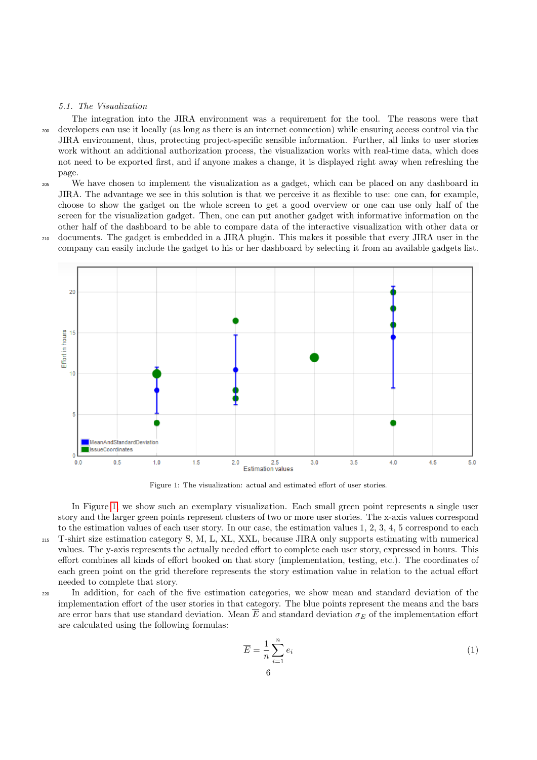### 5.1. The Visualization

The integration into the JIRA environment was a requirement for the tool. The reasons were that developers can use it locally (as long as there is an internet connection) while ensuring access control via the JIRA environment, thus, protecting project-specific sensible information. Further, all links to user stories work without an additional authorization process, the visualization works with real-time data, which does not need to be exported first, and if anyone makes a change, it is displayed right away when refreshing the page.

We have chosen to implement the visualization as a gadget, which can be placed on any dashboard in JIRA. The advantage we see in this solution is that we perceive it as flexible to use: one can, for example, choose to show the gadget on the whole screen to get a good overview or one can use only half of the screen for the visualization gadget. Then, one can put another gadget with informative information on the other half of the dashboard to be able to compare data of the interactive visualization with other data or documents. The gadget is embedded in a JIRA plugin. This makes it possible that every JIRA user in the company can easily include the gadget to his or her dashboard by selecting it from an available gadgets list.

Effort in hours
0
5
10
15
20
0.0
0.5
1.0
1.5
2.0
2.5
3.0
3.5
4.0
4.5
5.0
Estimation values
MeanAndStandardDeviation
IssueCoordinates

Figure 1: The visualization: actual and estimated effort of user stories.

In Figure 1, we show such an exemplary visualization. Each small green point represents a single user story and the larger green points represent clusters of two or more user stories. The x-axis values correspond to the estimation values of each user story. In our case, the estimation values 1, 2, 3, 4, 5 correspond to each T-shirt size estimation category S, M, L, XL, XXL, because JIRA only supports estimating with numerical values. The y-axis represents the actually needed effort to complete each user story, expressed in hours. This effort combines all kinds of effort booked on that story (implementation, testing, etc.). The coordinates of each green point on the grid therefore represents the story estimation value in relation to the actual effort needed to complete that story.

In addition, for each of the five estimation categories, we show mean and standard deviation of the implementation effort of the user stories in that category. The blue points represent the means and the bars are error bars that use standard deviation. Mean $\overline{E}$ and standard deviation $\sigma_E$ of the implementation effort are calculated using the following formulas:

$$\overline{E} = \frac{1}{n}\sum_{i=1}^{n} e_i \tag{1}$$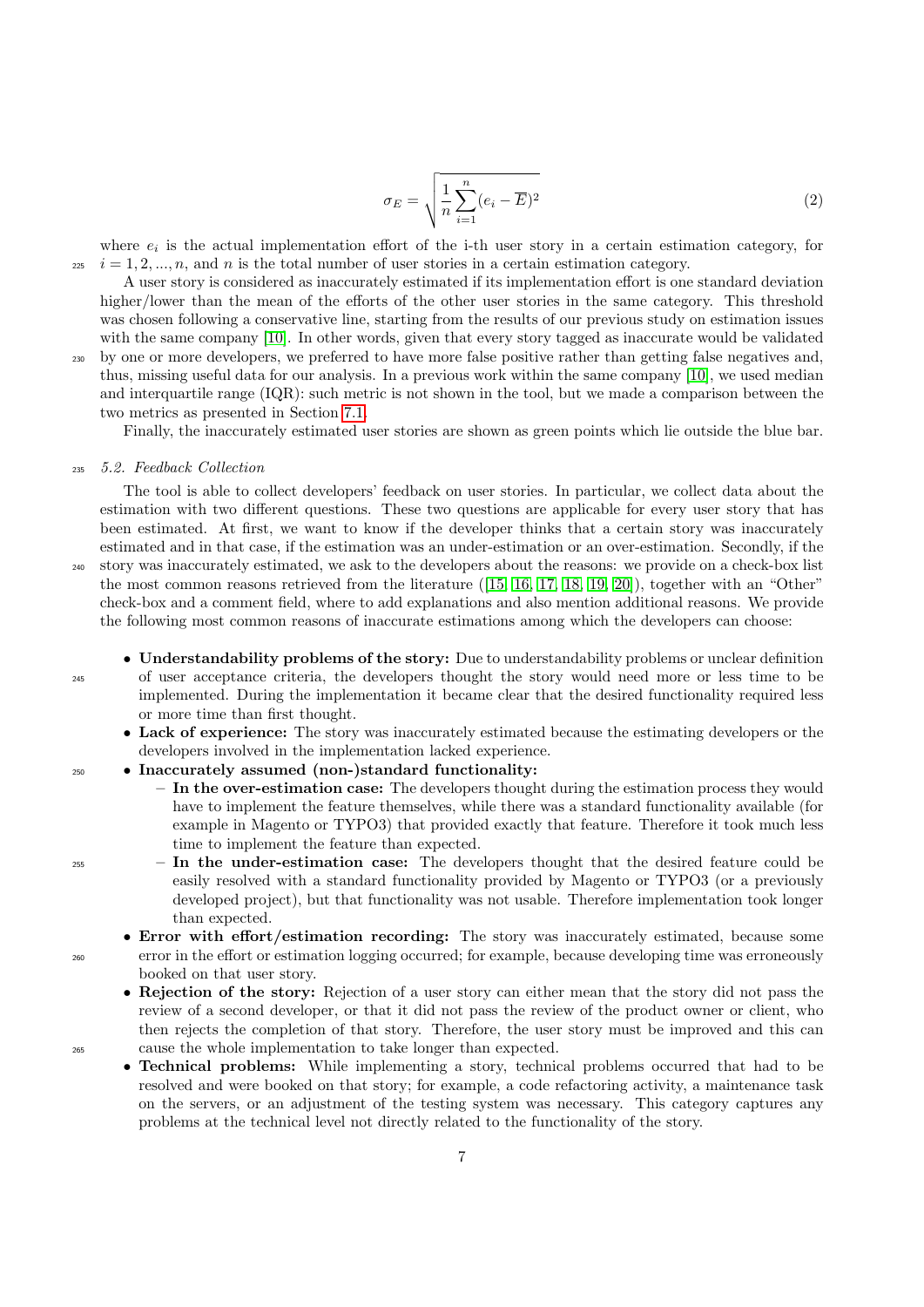$$\sigma_E = \sqrt{\frac{1}{n}\sum_{i=1}^{n}(e_i - \overline{E})^2} \tag{2}$$

where $e_i$ is the actual implementation effort of the i-th user story in a certain estimation category, for $i = 1, 2, ..., n$, and $n$ is the total number of user stories in a certain estimation category.

A user story is considered as inaccurately estimated if its implementation effort is one standard deviation higher/lower than the mean of the efforts of the other user stories in the same category. This threshold was chosen following a conservative line, starting from the results of our previous study on estimation issues with the same company [10]. In other words, given that every story tagged as inaccurate would be validated by one or more developers, we preferred to have more false positive rather than getting false negatives and, thus, missing useful data for our analysis. In a previous work within the same company [10], we used median and interquartile range (IQR): such metric is not shown in the tool, but we made a comparison between the two metrics as presented in Section 7.1.

Finally, the inaccurately estimated user stories are shown as green points which lie outside the blue bar.

### *5.2. Feedback Collection*

The tool is able to collect developers' feedback on user stories. In particular, we collect data about the estimation with two different questions. These two questions are applicable for every user story that has been estimated. At first, we want to know if the developer thinks that a certain story was inaccurately estimated and in that case, if the estimation was an under-estimation or an over-estimation. Secondly, if the story was inaccurately estimated, we ask to the developers about the reasons: we provide on a check-box list the most common reasons retrieved from the literature ([15, 16, 17, 18, 19, 20]), together with an "Other" check-box and a comment field, where to add explanations and also mention additional reasons. We provide the following most common reasons of inaccurate estimations among which the developers can choose:

- **Understandability problems of the story:** Due to understandability problems or unclear definition of user acceptance criteria, the developers thought the story would need more or less time to be implemented. During the implementation it became clear that the desired functionality required less or more time than first thought.
- **Lack of experience:** The story was inaccurately estimated because the estimating developers or the developers involved in the implementation lacked experience.
- **Inaccurately assumed (non-)standard functionality:**
  - **In the over-estimation case:** The developers thought during the estimation process they would have to implement the feature themselves, while there was a standard functionality available (for example in Magento or TYPO3) that provided exactly that feature. Therefore it took much less time to implement the feature than expected.
  - **In the under-estimation case:** The developers thought that the desired feature could be easily resolved with a standard functionality provided by Magento or TYPO3 (or a previously developed project), but that functionality was not usable. Therefore implementation took longer than expected.
- **Error with effort/estimation recording:** The story was inaccurately estimated, because some error in the effort or estimation logging occurred; for example, because developing time was erroneously booked on that user story.
- **Rejection of the story:** Rejection of a user story can either mean that the story did not pass the review of a second developer, or that it did not pass the review of the product owner or client, who then rejects the completion of that story. Therefore, the user story must be improved and this can cause the whole implementation to take longer than expected.
- **Technical problems:** While implementing a story, technical problems occurred that had to be resolved and were booked on that story; for example, a code refactoring activity, a maintenance task on the servers, or an adjustment of the testing system was necessary. This category captures any problems at the technical level not directly related to the functionality of the story.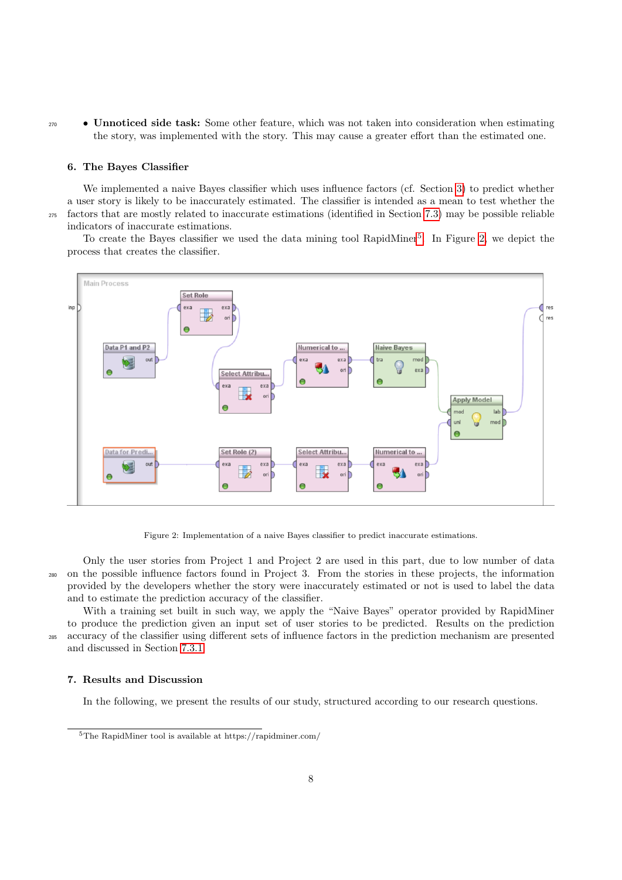- **Unnoticed side task:** Some other feature, which was not taken into consideration when estimating the story, was implemented with the story. This may cause a greater effort than the estimated one.

## 6. The Bayes Classifier

We implemented a naive Bayes classifier which uses influence factors (cf. Section 3) to predict whether a user story is likely to be inaccurately estimated. The classifier is intended as a mean to test whether the factors that are mostly related to inaccurate estimations (identified in Section 7.3) may be possible reliable indicators of inaccurate estimations.

To create the Bayes classifier we used the data mining tool RapidMiner[5]. In Figure 2, we depict the process that creates the classifier.

Figure 2: Implementation of a naive Bayes classifier to predict inaccurate estimations.

Only the user stories from Project 1 and Project 2 are used in this part, due to low number of data on the possible influence factors found in Project 3. From the stories in these projects, the information provided by the developers whether the story were inaccurately estimated or not is used to label the data and to estimate the prediction accuracy of the classifier.

With a training set built in such way, we apply the "Naive Bayes" operator provided by RapidMiner to produce the prediction given an input set of user stories to be predicted. Results on the prediction accuracy of the classifier using different sets of influence factors in the prediction mechanism are presented and discussed in Section 7.3.1.

## 7. Results and Discussion

In the following, we present the results of our study, structured according to our research questions.

[5] The RapidMiner tool is available at https://rapidminer.com/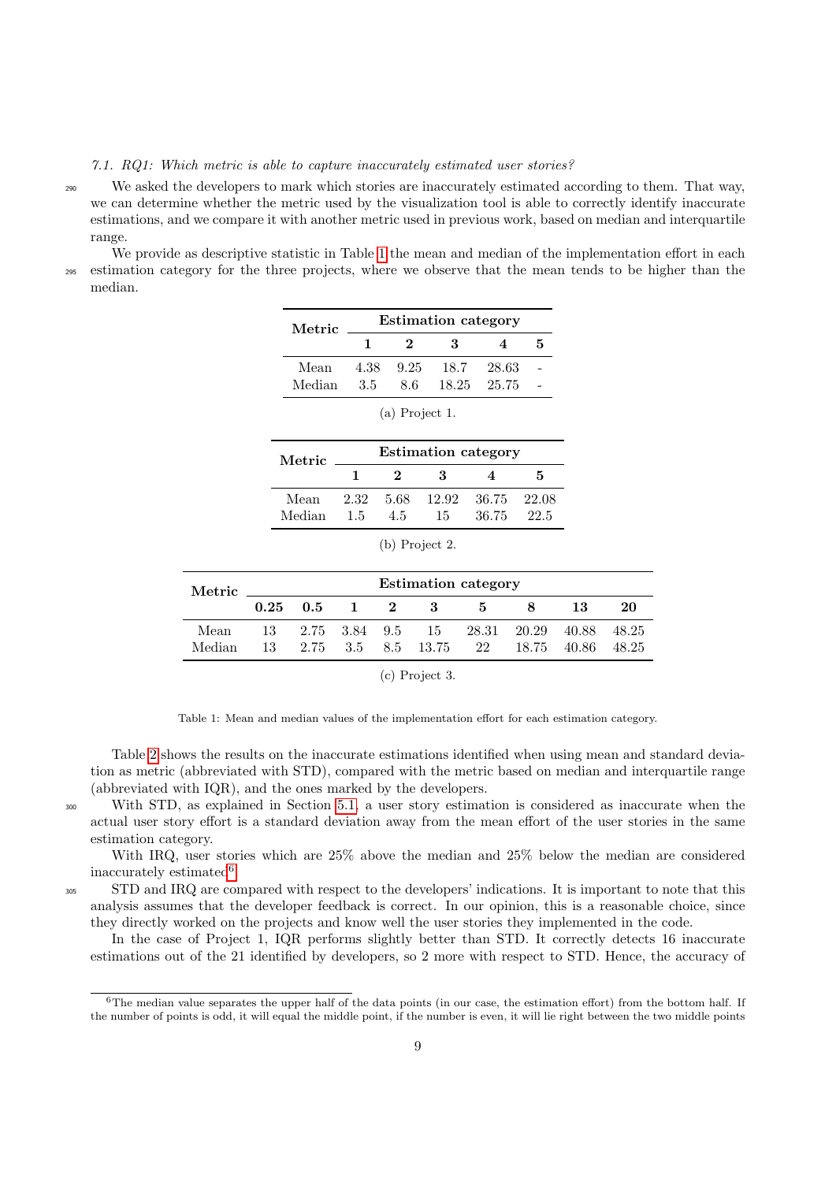### 7.1. RQ1: Which metric is able to capture inaccurately estimated user stories?

We asked the developers to mark which stories are inaccurately estimated according to them. That way, we can determine whether the metric used by the visualization tool is able to correctly identify inaccurate estimations, and we compare it with another metric used in previous work, based on median and interquartile range.

We provide as descriptive statistic in Table 1 the mean and median of the implementation effort in each estimation category for the three projects, where we observe that the mean tends to be higher than the median.

| Metric | Estimation category | | | | |
|---|---|---|---|---|---|
| | **1** | **2** | **3** | **4** | **5** |
| Mean | 4.38 | 9.25 | 18.7 | 28.63 | - |
| Median | 3.5 | 8.6 | 18.25 | 25.75 | - |

(a) Project 1.

| Metric | Estimation category | | | | |
|---|---|---|---|---|---|
| | **1** | **2** | **3** | **4** | **5** |
| Mean | 2.32 | 5.68 | 12.92 | 36.75 | 22.08 |
| Median | 1.5 | 4.5 | 15 | 36.75 | 22.5 |

(b) Project 2.

| Metric | Estimation category | | | | | | | | |
|---|---|---|---|---|---|---|---|---|---|
| | **0.25** | **0.5** | **1** | **2** | **3** | **5** | **8** | **13** | **20** |
| Mean | 13 | 2.75 | 3.84 | 9.5 | 15 | 28.31 | 20.29 | 40.88 | 48.25 |
| Median | 13 | 2.75 | 3.5 | 8.5 | 13.75 | 22 | 18.75 | 40.86 | 48.25 |

(c) Project 3.

Table 1: Mean and median values of the implementation effort for each estimation category.

Table 2 shows the results on the inaccurate estimations identified when using mean and standard deviation as metric (abbreviated with STD), compared with the metric based on median and interquartile range (abbreviated with IQR), and the ones marked by the developers.

With STD, as explained in Section 5.1, a user story estimation is considered as inaccurate when the actual user story effort is a standard deviation away from the mean effort of the user stories in the same estimation category.

With IRQ, user stories which are 25% above the median and 25% below the median are considered inaccurately estimated[6].

STD and IRQ are compared with respect to the developers' indications. It is important to note that this analysis assumes that the developer feedback is correct. In our opinion, this is a reasonable choice, since they directly worked on the projects and know well the user stories they implemented in the code.

In the case of Project 1, IQR performs slightly better than STD. It correctly detects 16 inaccurate estimations out of the 21 identified by developers, so 2 more with respect to STD. Hence, the accuracy of

[6] The median value separates the upper half of the data points (in our case, the estimation effort) from the bottom half. If the number of points is odd, it will equal the middle point, if the number is even, it will lie right between the two middle points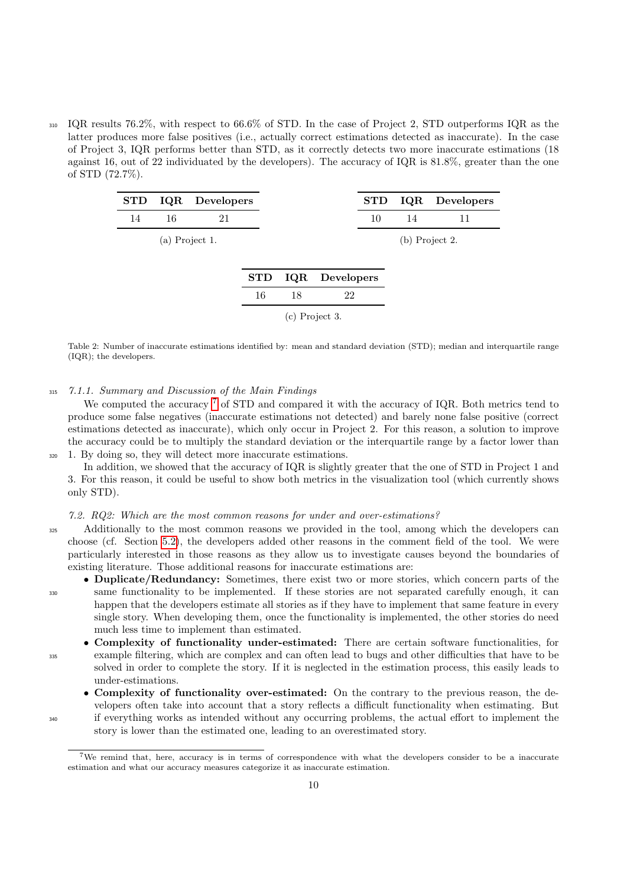IQR results 76.2%, with respect to 66.6% of STD. In the case of Project 2, STD outperforms IQR as the latter produces more false positives (i.e., actually correct estimations detected as inaccurate). In the case of Project 3, IQR performs better than STD, as it correctly detects two more inaccurate estimations (18 against 16, out of 22 individuated by the developers). The accuracy of IQR is 81.8%, greater than the one of STD (72.7%).

| STD | IQR | Developers |
|---|---|---|
| 14 | 16 | 21 |

(a) Project 1.

| STD | IQR | Developers |
|---|---|---|
| 10 | 14 | 11 |

(b) Project 2.

| STD | IQR | Developers |
|---|---|---|
| 16 | 18 | 22 |

(c) Project 3.

Table 2: Number of inaccurate estimations identified by: mean and standard deviation (STD); median and interquartile range (IQR); the developers.

#### 7.1.1. Summary and Discussion of the Main Findings

We computed the accuracy [7] of STD and compared it with the accuracy of IQR. Both metrics tend to produce some false negatives (inaccurate estimations not detected) and barely none false positive (correct estimations detected as inaccurate), which only occur in Project 2. For this reason, a solution to improve the accuracy could be to multiply the standard deviation or the interquartile range by a factor lower than 1. By doing so, they will detect more inaccurate estimations.

In addition, we showed that the accuracy of IQR is slightly greater that the one of STD in Project 1 and 3. For this reason, it could be useful to show both metrics in the visualization tool (which currently shows only STD).

### 7.2. RQ2: Which are the most common reasons for under and over-estimations?

Additionally to the most common reasons we provided in the tool, among which the developers can choose (cf. Section 5.2), the developers added other reasons in the comment field of the tool. We were particularly interested in those reasons as they allow us to investigate causes beyond the boundaries of existing literature. Those additional reasons for inaccurate estimations are:

- **Duplicate/Redundancy:** Sometimes, there exist two or more stories, which concern parts of the same functionality to be implemented. If these stories are not separated carefully enough, it can happen that the developers estimate all stories as if they have to implement that same feature in every single story. When developing them, once the functionality is implemented, the other stories do need much less time to implement than estimated.
- **Complexity of functionality under-estimated:** There are certain software functionalities, for example filtering, which are complex and can often lead to bugs and other difficulties that have to be solved in order to complete the story. If it is neglected in the estimation process, this easily leads to under-estimations.
- **Complexity of functionality over-estimated:** On the contrary to the previous reason, the developers often take into account that a story reflects a difficult functionality when estimating. But if everything works as intended without any occurring problems, the actual effort to implement the story is lower than the estimated one, leading to an overestimated story.

[7] We remind that, here, accuracy is in terms of correspondence with what the developers consider to be a inaccurate estimation and what our accuracy measures categorize it as inaccurate estimation.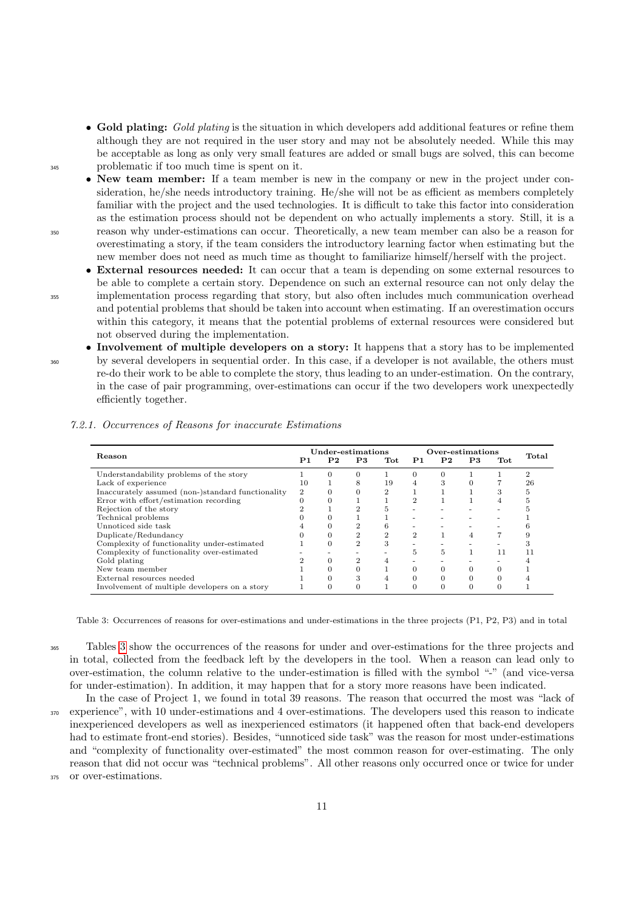- **Gold plating:** *Gold plating* is the situation in which developers add additional features or refine them although they are not required in the user story and may not be absolutely needed. While this may be acceptable as long as only very small features are added or small bugs are solved, this can become problematic if too much time is spent on it.
- **New team member:** If a team member is new in the company or new in the project under consideration, he/she needs introductory training. He/she will not be as efficient as members completely familiar with the project and the used technologies. It is difficult to take this factor into consideration as the estimation process should not be dependent on who actually implements a story. Still, it is a reason why under-estimations can occur. Theoretically, a new team member can also be a reason for overestimating a story, if the team considers the introductory learning factor when estimating but the new member does not need as much time as thought to familiarize himself/herself with the project.
- **External resources needed:** It can occur that a team is depending on some external resources to be able to complete a certain story. Dependence on such an external resource can not only delay the implementation process regarding that story, but also often includes much communication overhead and potential problems that should be taken into account when estimating. If an overestimation occurs within this category, it means that the potential problems of external resources were considered but not observed during the implementation.
- **Involvement of multiple developers on a story:** It happens that a story has to be implemented by several developers in sequential order. In this case, if a developer is not available, the others must re-do their work to be able to complete the story, thus leading to an under-estimation. On the contrary, in the case of pair programming, over-estimations can occur if the two developers work unexpectedly efficiently together.

#### 7.2.1. Occurrences of Reasons for inaccurate Estimations

| Reason | Under-estimations | | | | Over-estimations | | | | Total |
|---|---|---|---|---|---|---|---|---|---|
| | P1 | P2 | P3 | Tot | P1 | P2 | P3 | Tot | |
| Understandability problems of the story | 1 | 0 | 0 | 1 | 0 | 0 | 1 | 1 | 2 |
| Lack of experience | 10 | 1 | 8 | 19 | 4 | 3 | 0 | 7 | 26 |
| Inaccurately assumed (non-)standard functionality | 2 | 0 | 0 | 2 | 1 | 1 | 1 | 3 | 5 |
| Error with effort/estimation recording | 0 | 0 | 1 | 1 | 2 | 1 | 1 | 4 | 5 |
| Rejection of the story | 2 | 1 | 2 | 5 | - | - | - | - | 5 |
| Technical problems | 0 | 0 | 1 | 1 | - | - | - | - | 1 |
| Unnoticed side task | 4 | 0 | 2 | 6 | - | - | - | - | 6 |
| Duplicate/Redundancy | 0 | 0 | 2 | 2 | 2 | 1 | 4 | 7 | 9 |
| Complexity of functionality under-estimated | 1 | 0 | 2 | 3 | - | - | - | - | 3 |
| Complexity of functionality over-estimated | - | - | - | - | 5 | 5 | 1 | 11 | 11 |
| Gold plating | 2 | 0 | 2 | 4 | - | - | - | - | 4 |
| New team member | 1 | 0 | 0 | 1 | 0 | 0 | 0 | 0 | 1 |
| External resources needed | 1 | 0 | 3 | 4 | 0 | 0 | 0 | 0 | 4 |
| Involvement of multiple developers on a story | 1 | 0 | 0 | 1 | 0 | 0 | 0 | 0 | 1 |

Table 3: Occurrences of reasons for over-estimations and under-estimations in the three projects (P1, P2, P3) and in total

Tables 3 show the occurrences of the reasons for under and over-estimations for the three projects and in total, collected from the feedback left by the developers in the tool. When a reason can lead only to over-estimation, the column relative to the under-estimation is filled with the symbol "-" (and vice-versa for under-estimation). In addition, it may happen that for a story more reasons have been indicated.

In the case of Project 1, we found in total 39 reasons. The reason that occurred the most was "lack of experience", with 10 under-estimations and 4 over-estimations. The developers used this reason to indicate inexperienced developers as well as inexperienced estimators (it happened often that back-end developers had to estimate front-end stories). Besides, "unnoticed side task" was the reason for most under-estimations and "complexity of functionality over-estimated" the most common reason for over-estimating. The only reason that did not occur was "technical problems". All other reasons only occurred once or twice for under or over-estimations.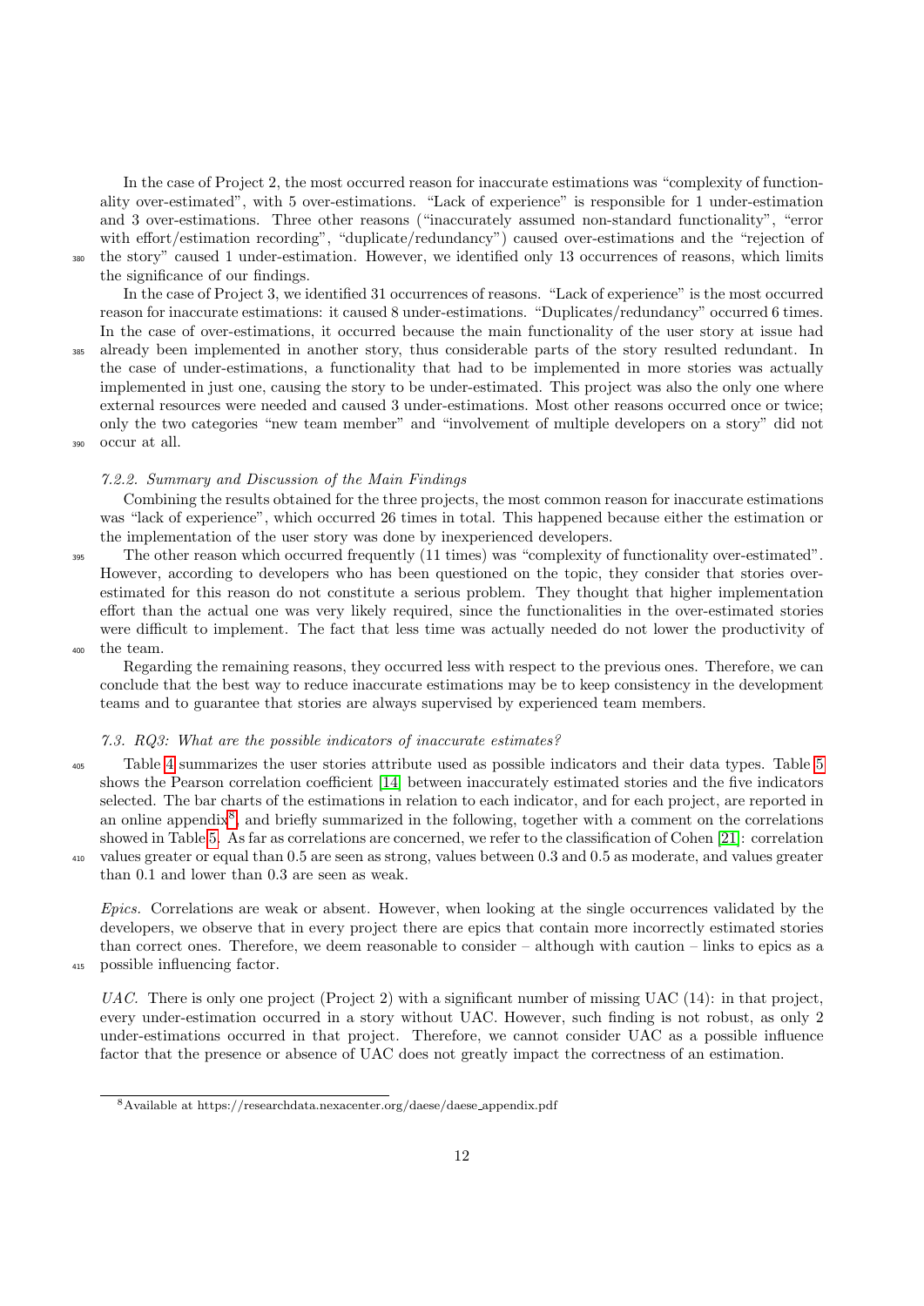In the case of Project 2, the most occurred reason for inaccurate estimations was "complexity of functionality over-estimated", with 5 over-estimations. "Lack of experience" is responsible for 1 under-estimation and 3 over-estimations. Three other reasons ("inaccurately assumed non-standard functionality", "error with effort/estimation recording", "duplicate/redundancy") caused over-estimations and the "rejection of the story" caused 1 under-estimation. However, we identified only 13 occurrences of reasons, which limits the significance of our findings.

In the case of Project 3, we identified 31 occurrences of reasons. "Lack of experience" is the most occurred reason for inaccurate estimations: it caused 8 under-estimations. "Duplicates/redundancy" occurred 6 times. In the case of over-estimations, it occurred because the main functionality of the user story at issue had already been implemented in another story, thus considerable parts of the story resulted redundant. In the case of under-estimations, a functionality that had to be implemented in more stories was actually implemented in just one, causing the story to be under-estimated. This project was also the only one where external resources were needed and caused 3 under-estimations. Most other reasons occurred once or twice; only the two categories "new team member" and "involvement of multiple developers on a story" did not occur at all.

#### 7.2.2. Summary and Discussion of the Main Findings

Combining the results obtained for the three projects, the most common reason for inaccurate estimations was "lack of experience", which occurred 26 times in total. This happened because either the estimation or the implementation of the user story was done by inexperienced developers.

The other reason which occurred frequently (11 times) was "complexity of functionality over-estimated". However, according to developers who has been questioned on the topic, they consider that stories over-estimated for this reason do not constitute a serious problem. They thought that higher implementation effort than the actual one was very likely required, since the functionalities in the over-estimated stories were difficult to implement. The fact that less time was actually needed do not lower the productivity of the team.

Regarding the remaining reasons, they occurred less with respect to the previous ones. Therefore, we can conclude that the best way to reduce inaccurate estimations may be to keep consistency in the development teams and to guarantee that stories are always supervised by experienced team members.

### 7.3. RQ3: What are the possible indicators of inaccurate estimates?

Table 4 summarizes the user stories attribute used as possible indicators and their data types. Table 5 shows the Pearson correlation coefficient [14] between inaccurately estimated stories and the five indicators selected. The bar charts of the estimations in relation to each indicator, and for each project, are reported in an online appendix[8], and briefly summarized in the following, together with a comment on the correlations showed in Table 5. As far as correlations are concerned, we refer to the classification of Cohen [21]: correlation values greater or equal than 0.5 are seen as strong, values between 0.3 and 0.5 as moderate, and values greater than 0.1 and lower than 0.3 are seen as weak.

*Epics.* Correlations are weak or absent. However, when looking at the single occurrences validated by the developers, we observe that in every project there are epics that contain more incorrectly estimated stories than correct ones. Therefore, we deem reasonable to consider – although with caution – links to epics as a possible influencing factor.

*UAC.* There is only one project (Project 2) with a significant number of missing UAC (14): in that project, every under-estimation occurred in a story without UAC. However, such finding is not robust, as only 2 under-estimations occurred in that project. Therefore, we cannot consider UAC as a possible influence factor that the presence or absence of UAC does not greatly impact the correctness of an estimation.

[8] Available at https://researchdata.nexacenter.org/daese/daese_appendix.pdf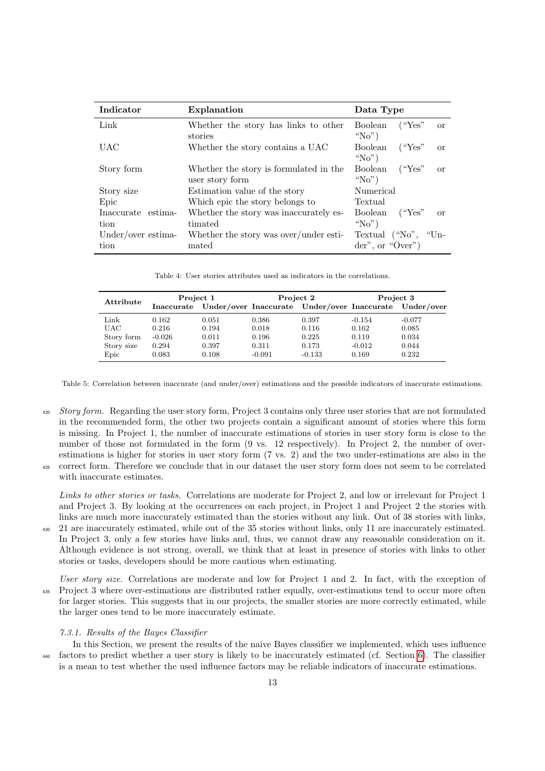| Indicator | Explanation | Data Type |
|---|---|---|
| Link | Whether the story has links to other stories | Boolean ("Yes" or "No") |
| UAC | Whether the story contains a UAC | Boolean ("Yes" or "No") |
| Story form | Whether the story is formulated in the user story form | Boolean ("Yes" or "No") |
| Story size | Estimation value of the story | Numerical |
| Epic | Which epic the story belongs to | Textual |
| Inaccurate estimation | Whether the story was inaccurately estimated | Boolean ("Yes" or "No") |
| Under/over estimation | Whether the story was over/under estimated | Textual ("No", "Under", or "Over") |

Table 4: User stories attributes used as indicators in the correlations.

| Attribute | Project 1 | | Project 2 | | Project 3 | |
|---|---|---|---|---|---|---|
| | Inaccurate | Under/over | Inaccurate | Under/over | Inaccurate | Under/over |
| Link | 0.162 | 0.051 | 0.386 | 0.397 | -0.154 | -0.077 |
| UAC | 0.216 | 0.194 | 0.018 | 0.116 | 0.162 | 0.085 |
| Story form | -0.026 | 0.011 | 0.196 | 0.225 | 0.119 | 0.034 |
| Story size | 0.294 | 0.397 | 0.311 | 0.173 | -0.012 | 0.044 |
| Epic | 0.083 | 0.108 | -0.091 | -0.133 | 0.169 | 0.232 |

Table 5: Correlation between inaccurate (and under/over) estimations and the possible indicators of inaccurate estimations.

*Story form.* Regarding the user story form, Project 3 contains only three user stories that are not formulated in the recommended form, the other two projects contain a significant amount of stories where this form is missing. In Project 1, the number of inaccurate estimations of stories in user story form is close to the number of those not formulated in the form (9 vs. 12 respectively). In Project 2, the number of over-estimations is higher for stories in user story form (7 vs. 2) and the two under-estimations are also in the correct form. Therefore we conclude that in our dataset the user story form does not seem to be correlated with inaccurate estimates.

*Links to other stories or tasks.* Correlations are moderate for Project 2, and low or irrelevant for Project 1 and Project 3. By looking at the occurrences on each project, in Project 1 and Project 2 the stories with links are much more inaccurately estimated than the stories without any link. Out of 38 stories with links, 21 are inaccurately estimated, while out of the 35 stories without links, only 11 are inaccurately estimated. In Project 3, only a few stories have links and, thus, we cannot draw any reasonable consideration on it. Although evidence is not strong, overall, we think that at least in presence of stories with links to other stories or tasks, developers should be more cautious when estimating.

*User story size.* Correlations are moderate and low for Project 1 and 2. In fact, with the exception of Project 3 where over-estimations are distributed rather equally, over-estimations tend to occur more often for larger stories. This suggests that in our projects, the smaller stories are more correctly estimated, while the larger ones tend to be more inaccurately estimate.

#### *7.3.1. Results of the Bayes Classifier*

In this Section, we present the results of the naive Bayes classifier we implemented, which uses influence factors to predict whether a user story is likely to be inaccurately estimated (cf. Section 6). The classifier is a mean to test whether the used influence factors may be reliable indicators of inaccurate estimations.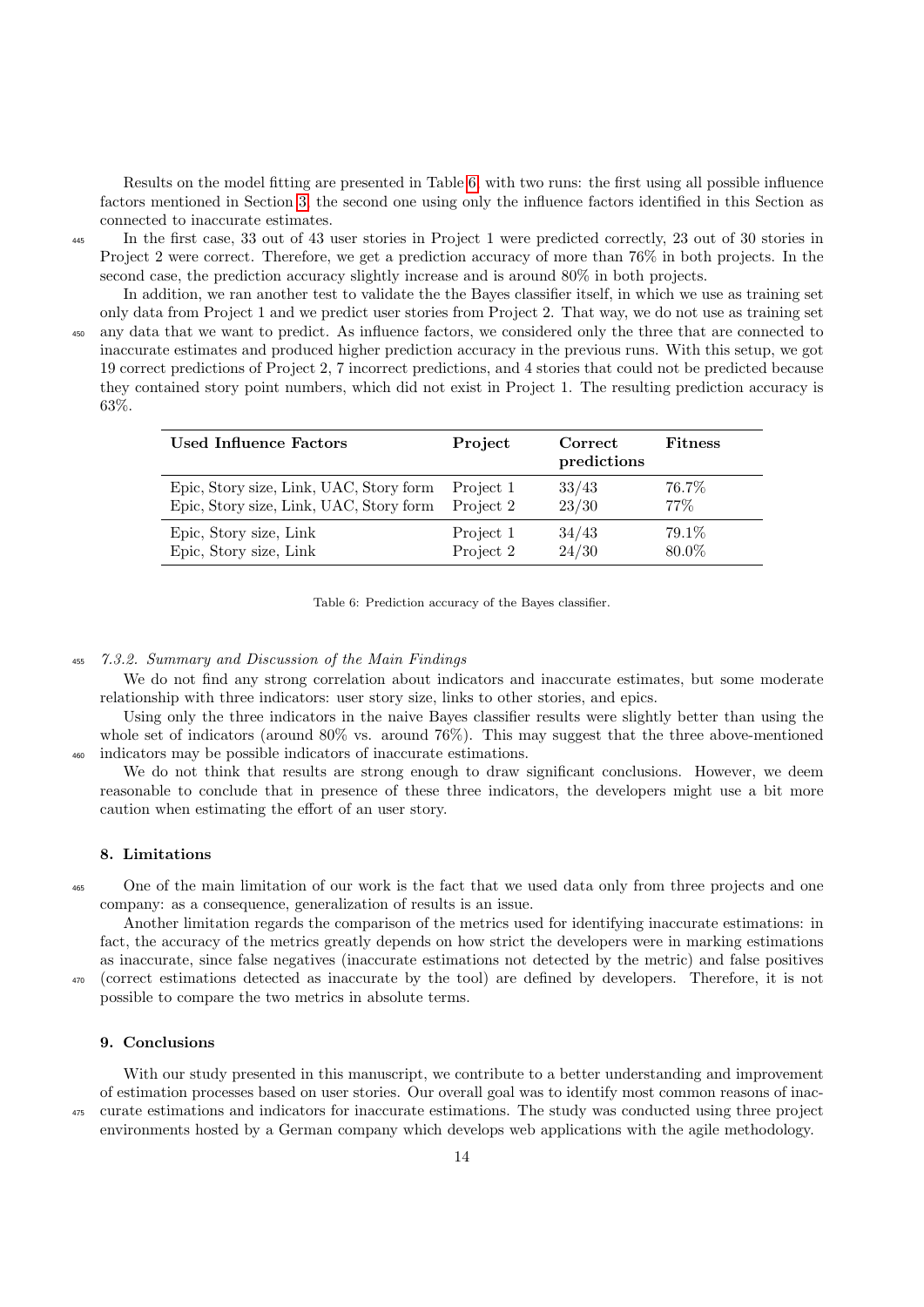Results on the model fitting are presented in Table 6, with two runs: the first using all possible influence factors mentioned in Section 3, the second one using only the influence factors identified in this Section as connected to inaccurate estimates.

In the first case, 33 out of 43 user stories in Project 1 were predicted correctly, 23 out of 30 stories in Project 2 were correct. Therefore, we get a prediction accuracy of more than 76% in both projects. In the second case, the prediction accuracy slightly increase and is around 80% in both projects.

In addition, we ran another test to validate the the Bayes classifier itself, in which we use as training set only data from Project 1 and we predict user stories from Project 2. That way, we do not use as training set any data that we want to predict. As influence factors, we considered only the three that are connected to inaccurate estimates and produced higher prediction accuracy in the previous runs. With this setup, we got 19 correct predictions of Project 2, 7 incorrect predictions, and 4 stories that could not be predicted because they contained story point numbers, which did not exist in Project 1. The resulting prediction accuracy is 63%.

| Used Influence Factors | Project | Correct predictions | Fitness |
|---|---|---|---|
| Epic, Story size, Link, UAC, Story form | Project 1 | 33/43 | 76.7% |
| Epic, Story size, Link, UAC, Story form | Project 2 | 23/30 | 77% |
| Epic, Story size, Link | Project 1 | 34/43 | 79.1% |
| Epic, Story size, Link | Project 2 | 24/30 | 80.0% |

Table 6: Prediction accuracy of the Bayes classifier.

#### *7.3.2. Summary and Discussion of the Main Findings*

We do not find any strong correlation about indicators and inaccurate estimates, but some moderate relationship with three indicators: user story size, links to other stories, and epics.

Using only the three indicators in the naive Bayes classifier results were slightly better than using the whole set of indicators (around 80% vs. around 76%). This may suggest that the three above-mentioned indicators may be possible indicators of inaccurate estimations.

We do not think that results are strong enough to draw significant conclusions. However, we deem reasonable to conclude that in presence of these three indicators, the developers might use a bit more caution when estimating the effort of an user story.

## 8. Limitations

One of the main limitation of our work is the fact that we used data only from three projects and one company: as a consequence, generalization of results is an issue.

Another limitation regards the comparison of the metrics used for identifying inaccurate estimations: in fact, the accuracy of the metrics greatly depends on how strict the developers were in marking estimations as inaccurate, since false negatives (inaccurate estimations not detected by the metric) and false positives (correct estimations detected as inaccurate by the tool) are defined by developers. Therefore, it is not possible to compare the two metrics in absolute terms.

## 9. Conclusions

With our study presented in this manuscript, we contribute to a better understanding and improvement of estimation processes based on user stories. Our overall goal was to identify most common reasons of inaccurate estimations and indicators for inaccurate estimations. The study was conducted using three project environments hosted by a German company which develops web applications with the agile methodology.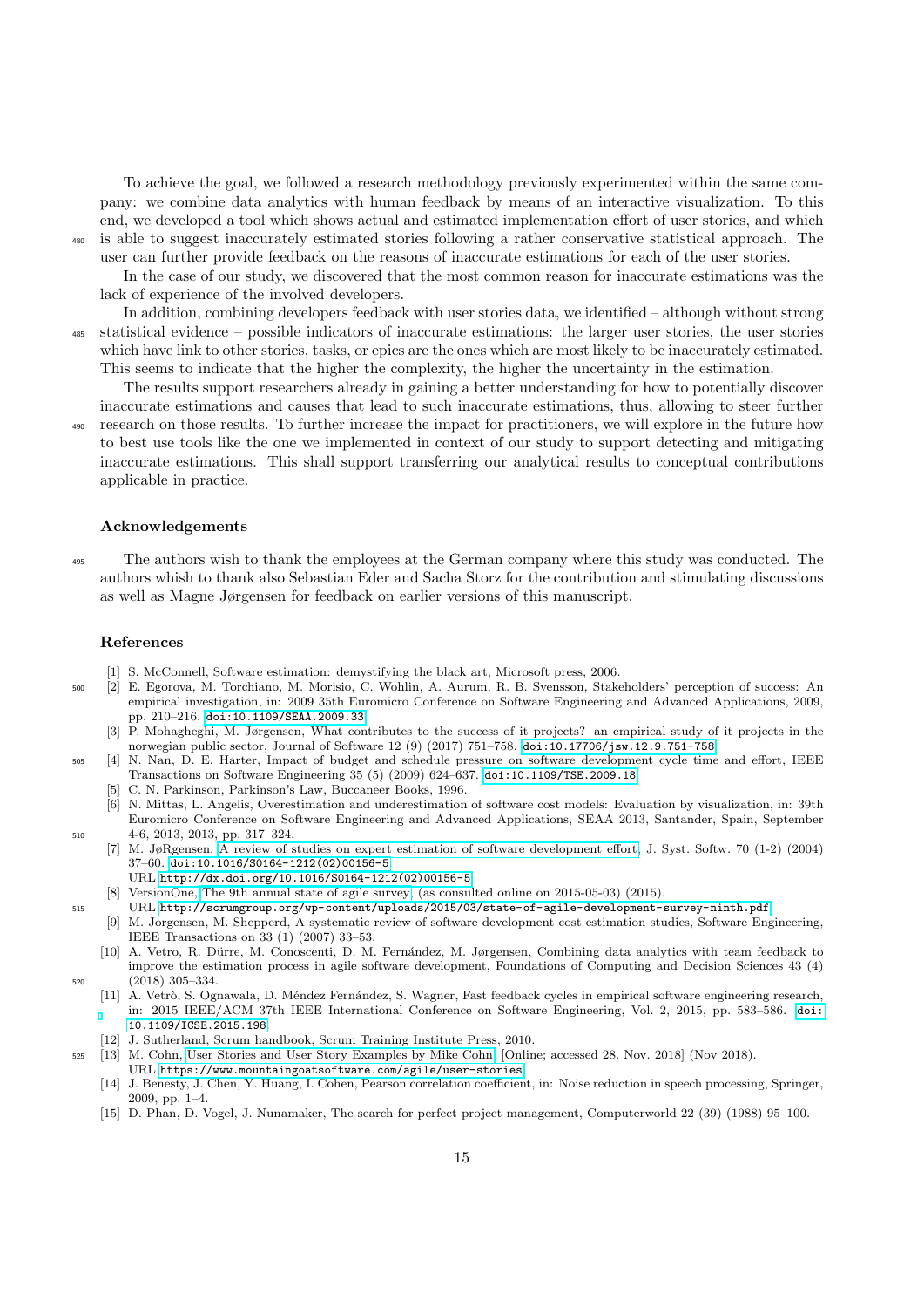To achieve the goal, we followed a research methodology previously experimented within the same company: we combine data analytics with human feedback by means of an interactive visualization. To this end, we developed a tool which shows actual and estimated implementation effort of user stories, and which is able to suggest inaccurately estimated stories following a rather conservative statistical approach. The user can further provide feedback on the reasons of inaccurate estimations for each of the user stories.

In the case of our study, we discovered that the most common reason for inaccurate estimations was the lack of experience of the involved developers.

In addition, combining developers feedback with user stories data, we identified – although without strong statistical evidence – possible indicators of inaccurate estimations: the larger user stories, the user stories which have link to other stories, tasks, or epics are the ones which are most likely to be inaccurately estimated. This seems to indicate that the higher the complexity, the higher the uncertainty in the estimation.

The results support researchers already in gaining a better understanding for how to potentially discover inaccurate estimations and causes that lead to such inaccurate estimations, thus, allowing to steer further research on those results. To further increase the impact for practitioners, we will explore in the future how to best use tools like the one we implemented in context of our study to support detecting and mitigating inaccurate estimations. This shall support transferring our analytical results to conceptual contributions applicable in practice.

### Acknowledgements

The authors wish to thank the employees at the German company where this study was conducted. The authors whish to thank also Sebastian Eder and Sacha Storz for the contribution and stimulating discussions as well as Magne Jørgensen for feedback on earlier versions of this manuscript.

### References

[1] S. McConnell, Software estimation: demystifying the black art, Microsoft press, 2006.

[2] E. Egorova, M. Torchiano, M. Morisio, C. Wohlin, A. Aurum, R. B. Svensson, Stakeholders' perception of success: An empirical investigation, in: 2009 35th Euromicro Conference on Software Engineering and Advanced Applications, 2009, pp. 210–216. doi:10.1109/SEAA.2009.33.

[3] P. Mohagheghi, M. Jørgensen, What contributes to the success of it projects? an empirical study of it projects in the norwegian public sector, Journal of Software 12 (9) (2017) 751–758. doi:10.17706/jsw.12.9.751-758.

[4] N. Nan, D. E. Harter, Impact of budget and schedule pressure on software development cycle time and effort, IEEE Transactions on Software Engineering 35 (5) (2009) 624–637. doi:10.1109/TSE.2009.18.

[5] C. N. Parkinson, Parkinson's Law, Buccaneer Books, 1996.

[6] N. Mittas, L. Angelis, Overestimation and underestimation of software cost models: Evaluation by visualization, in: 39th Euromicro Conference on Software Engineering and Advanced Applications, SEAA 2013, Santander, Spain, September 4-6, 2013, 2013, pp. 317–324.

[7] M. JøRgensen, A review of studies on expert estimation of software development effort, J. Syst. Softw. 70 (1-2) (2004) 37–60. doi:10.1016/S0164-1212(02)00156-5.
URL http://dx.doi.org/10.1016/S0164-1212(02)00156-5

[8] VersionOne, The 9th annual state of agile survey, (as consulted online on 2015-05-03) (2015).
URL http://scrumgroup.org/wp-content/uploads/2015/03/state-of-agile-development-survey-ninth.pdf

[9] M. Jorgensen, M. Shepperd, A systematic review of software development cost estimation studies, Software Engineering, IEEE Transactions on 33 (1) (2007) 33–53.

[10] A. Vetro, R. Dürre, M. Conoscenti, D. M. Fernández, M. Jørgensen, Combining data analytics with team feedback to improve the estimation process in agile software development, Foundations of Computing and Decision Sciences 43 (4) (2018) 305–334.

[11] A. Vetrò, S. Ognawala, D. Méndez Fernández, S. Wagner, Fast feedback cycles in empirical software engineering research, in: 2015 IEEE/ACM 37th IEEE International Conference on Software Engineering, Vol. 2, 2015, pp. 583–586. doi:10.1109/ICSE.2015.198.

[12] J. Sutherland, Scrum handbook, Scrum Training Institute Press, 2010.

[13] M. Cohn, User Stories and User Story Examples by Mike Cohn, [Online; accessed 28. Nov. 2018] (Nov 2018).
URL https://www.mountaingoatsoftware.com/agile/user-stories

[14] J. Benesty, J. Chen, Y. Huang, I. Cohen, Pearson correlation coefficient, in: Noise reduction in speech processing, Springer, 2009, pp. 1–4.

[15] D. Phan, D. Vogel, J. Nunamaker, The search for perfect project management, Computerworld 22 (39) (1988) 95–100.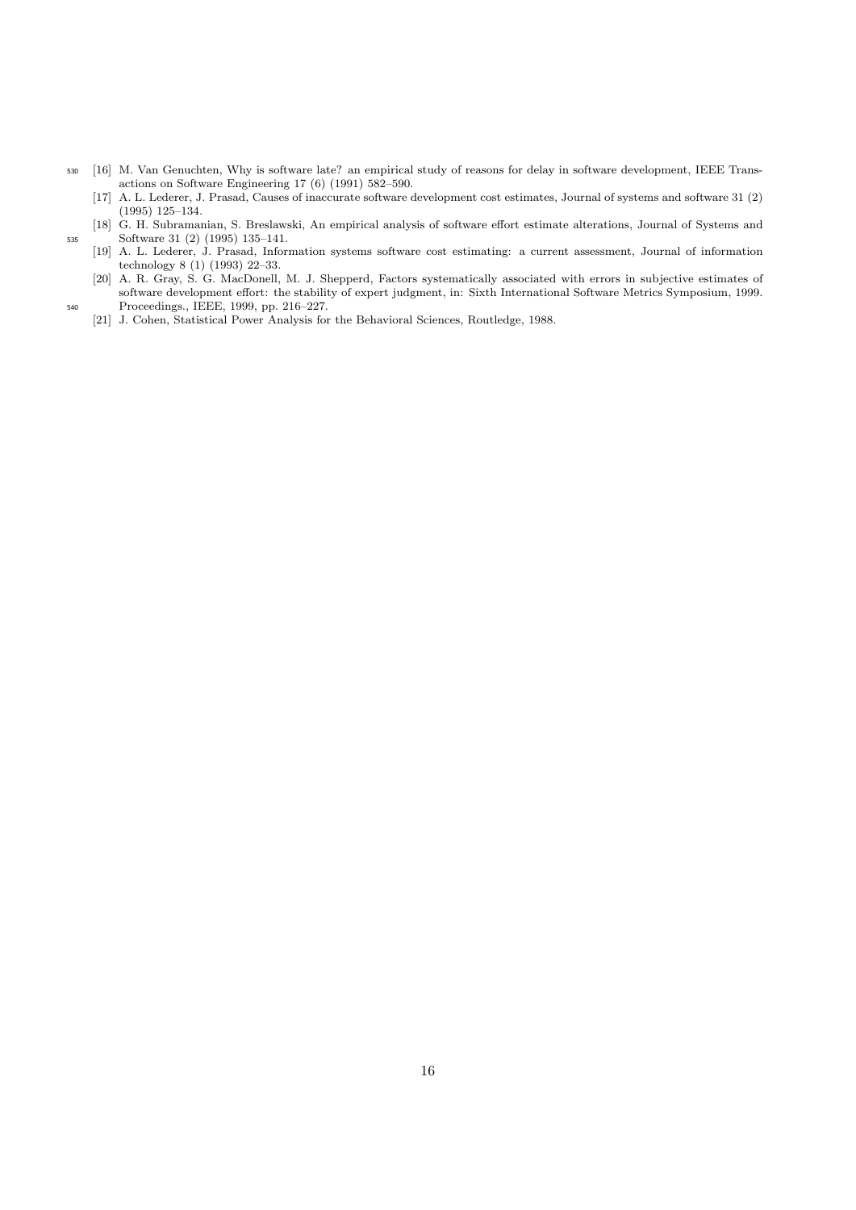[16] M. Van Genuchten, Why is software late? an empirical study of reasons for delay in software development, IEEE Transactions on Software Engineering 17 (6) (1991) 582–590.

[17] A. L. Lederer, J. Prasad, Causes of inaccurate software development cost estimates, Journal of systems and software 31 (2) (1995) 125–134.

[18] G. H. Subramanian, S. Breslawski, An empirical analysis of software effort estimate alterations, Journal of Systems and Software 31 (2) (1995) 135–141.

[19] A. L. Lederer, J. Prasad, Information systems software cost estimating: a current assessment, Journal of information technology 8 (1) (1993) 22–33.

[20] A. R. Gray, S. G. MacDonell, M. J. Shepperd, Factors systematically associated with errors in subjective estimates of software development effort: the stability of expert judgment, in: Sixth International Software Metrics Symposium, 1999. Proceedings., IEEE, 1999, pp. 216–227.

[21] J. Cohen, Statistical Power Analysis for the Behavioral Sciences, Routledge, 1988.